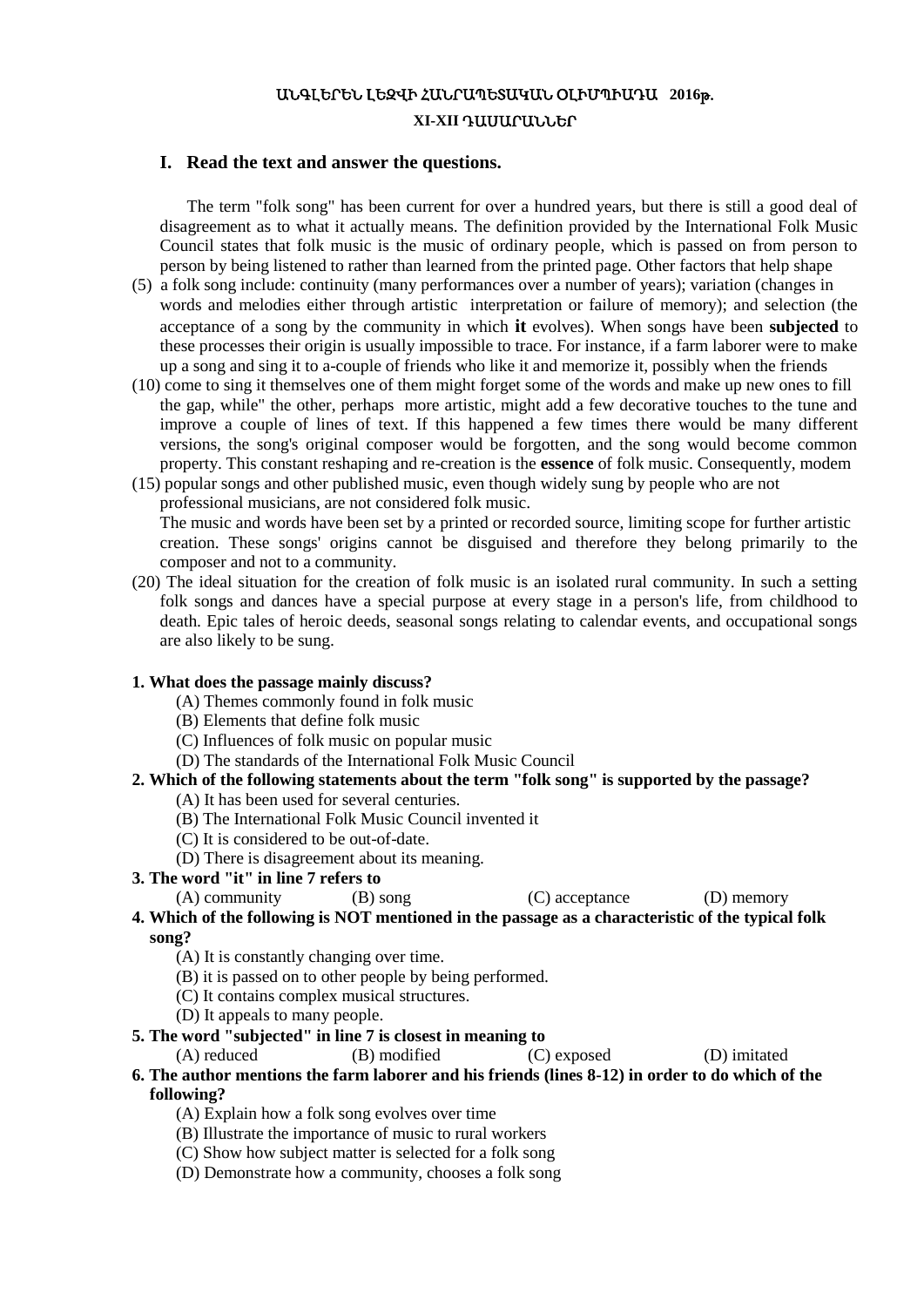## ԱՆԳԼԵՐԵՆ ԼԵԶՎԻ ՀԱՆՐԱՊԵՏԱԿԱՆ ՕԼԻՄՊԻԱԴԱ 2016թ.

### XI-XII ԴԱՍԱՐԱՆՆԵՐ

### I. Read the text and answer the questions.

The term "folk song" has been current for over a hundred years, but there is still a good deal of disagreement as to what it actually means. The definition provided by the International Folk Music Council states that folk music is the music of ordinary people, which is passed on from person to person by being listened to rather than learned from the printed page. Other factors that help shape
(5) a folk song include: continuity (many performances over a number of years); variation (changes in words and melodies either through artistic interpretation or failure of memory); and selection (the acceptance of a song by the community in which **it** evolves). When songs have been **subjected** to these processes their origin is usually impossible to trace. For instance, if a farm laborer were to make up a song and sing it to a-couple of friends who like it and memorize it, possibly when the friends
(10) come to sing it themselves one of them might forget some of the words and make up new ones to fill the gap, while" the other, perhaps more artistic, might add a few decorative touches to the tune and improve a couple of lines of text. If this happened a few times there would be many different versions, the song's original composer would be forgotten, and the song would become common property. This constant reshaping and re-creation is the **essence** of folk music. Consequently, modem
(15) popular songs and other published music, even though widely sung by people who are not professional musicians, are not considered folk music.
The music and words have been set by a printed or recorded source, limiting scope for further artistic creation. These songs' origins cannot be disguised and therefore they belong primarily to the composer and not to a community.
(20) The ideal situation for the creation of folk music is an isolated rural community. In such a setting folk songs and dances have a special purpose at every stage in a person's life, from childhood to death. Epic tales of heroic deeds, seasonal songs relating to calendar events, and occupational songs are also likely to be sung.

**1. What does the passage mainly discuss?**
(A) Themes commonly found in folk music
(B) Elements that define folk music
(C) Influences of folk music on popular music
(D) The standards of the International Folk Music Council

**2. Which of the following statements about the term "folk song" is supported by the passage?**
(A) It has been used for several centuries.
(B) The International Folk Music Council invented it
(C) It is considered to be out-of-date.
(D) There is disagreement about its meaning.

**3. The word "it" in line 7 refers to**
(A) community (B) song (C) acceptance (D) memory

**4. Which of the following is NOT mentioned in the passage as a characteristic of the typical folk song?**
(A) It is constantly changing over time.
(B) it is passed on to other people by being performed.
(C) It contains complex musical structures.
(D) It appeals to many people.

**5. The word "subjected" in line 7 is closest in meaning to**
(A) reduced (B) modified (C) exposed (D) imitated

**6. The author mentions the farm laborer and his friends (lines 8-12) in order to do which of the following?**
(A) Explain how a folk song evolves over time
(B) Illustrate the importance of music to rural workers
(C) Show how subject matter is selected for a folk song
(D) Demonstrate how a community, chooses a folk song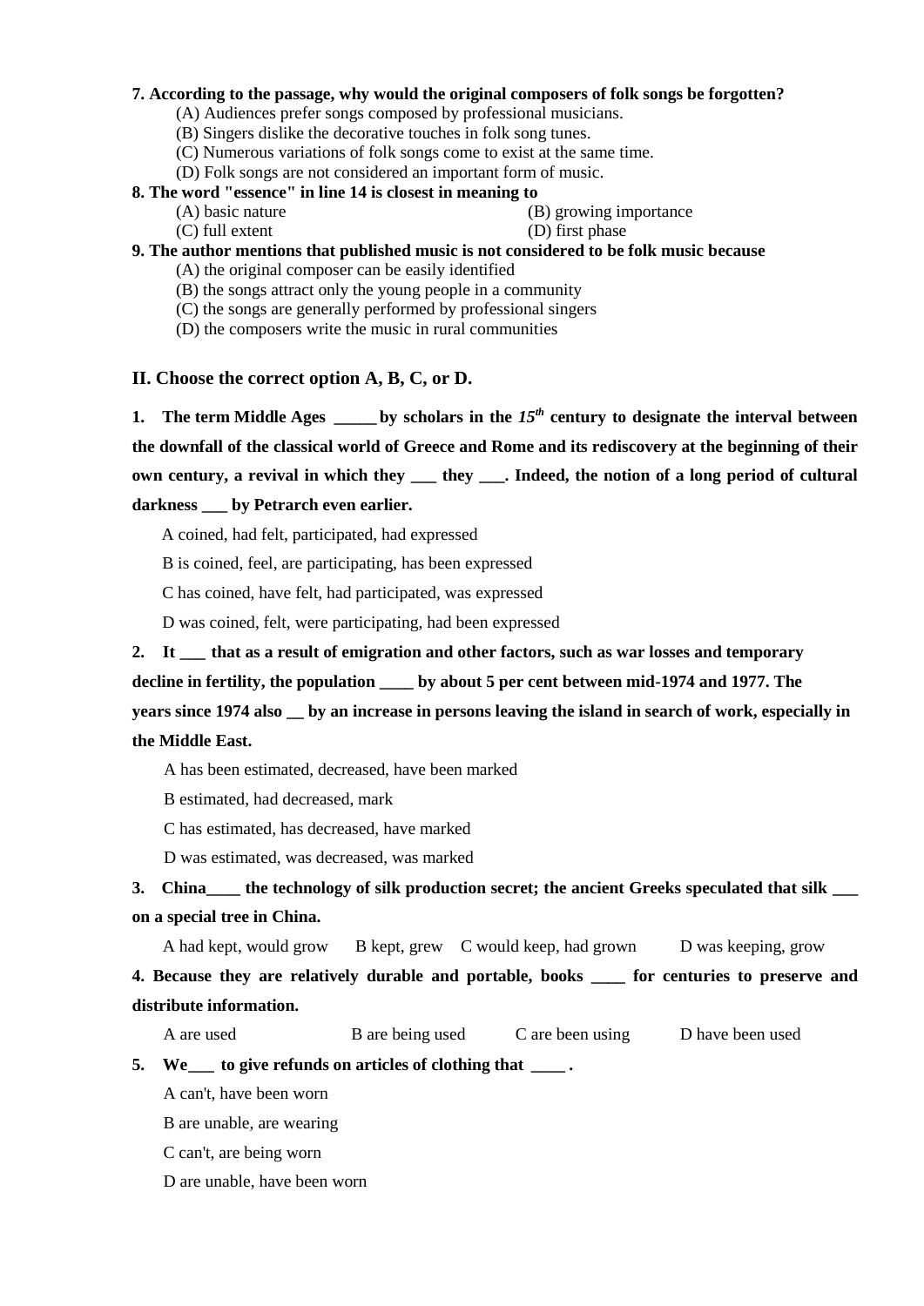**7. According to the passage, why would the original composers of folk songs be forgotten?**

(A) Audiences prefer songs composed by professional musicians.
(B) Singers dislike the decorative touches in folk song tunes.
(C) Numerous variations of folk songs come to exist at the same time.
(D) Folk songs are not considered an important form of music.

**8. The word "essence" in line 14 is closest in meaning to**

(A) basic nature (B) growing importance
(C) full extent (D) first phase

**9. The author mentions that published music is not considered to be folk music because**

(A) the original composer can be easily identified
(B) the songs attract only the young people in a community
(C) the songs are generally performed by professional singers
(D) the composers write the music in rural communities

## II. Choose the correct option A, B, C, or D.

**1. The term Middle Ages _____ by scholars in the *15th* century to designate the interval between the downfall of the classical world of Greece and Rome and its rediscovery at the beginning of their own century, a revival in which they ___ they ___. Indeed, the notion of a long period of cultural darkness ___ by Petrarch even earlier.**

A coined, had felt, participated, had expressed
B is coined, feel, are participating, has been expressed
C has coined, have felt, had participated, was expressed
D was coined, felt, were participating, had been expressed

**2. It ___ that as a result of emigration and other factors, such as war losses and temporary decline in fertility, the population ____ by about 5 per cent between mid-1974 and 1977. The years since 1974 also __ by an increase in persons leaving the island in search of work, especially in the Middle East.**

A has been estimated, decreased, have been marked
B estimated, had decreased, mark
C has estimated, has decreased, have marked
D was estimated, was decreased, was marked

**3. China____ the technology of silk production secret; the ancient Greeks speculated that silk ___ on a special tree in China.**

A had kept, would grow B kept, grew C would keep, had grown D was keeping, grow

**4. Because they are relatively durable and portable, books ____ for centuries to preserve and distribute information.**

A are used B are being used C are been using D have been used

**5. We___ to give refunds on articles of clothing that ____ .**

A can't, have been worn
B are unable, are wearing
C can't, are being worn
D are unable, have been worn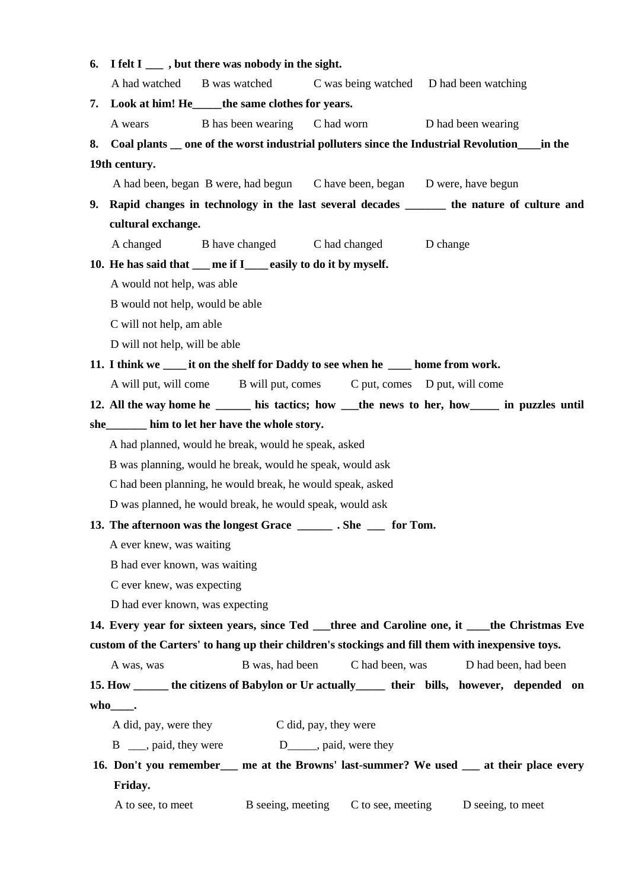**6. I felt I ___ , but there was nobody in the sight.**

A had watched B was watched C was being watched D had been watching

**7. Look at him! He_____the same clothes for years.**

A wears B has been wearing C had worn D had been wearing

**8. Coal plants __ one of the worst industrial polluters since the Industrial Revolution____in the 19th century.**

A had been, began B were, had begun C have been, began D were, have begun

**9. Rapid changes in technology in the last several decades _______ the nature of culture and cultural exchange.**

A changed B have changed C had changed D change

**10. He has said that ___ me if I____ easily to do it by myself.**

A would not help, was able

B would not help, would be able

C will not help, am able

D will not help, will be able

**11. I think we ____ it on the shelf for Daddy to see when he ____ home from work.**

A will put, will come B will put, comes C put, comes D put, will come

**12. All the way home he ______ his tactics; how ___the news to her, how_____ in puzzles until she_______ him to let her have the whole story.**

A had planned, would he break, would he speak, asked

B was planning, would he break, would he speak, would ask

C had been planning, he would break, he would speak, asked

D was planned, he would break, he would speak, would ask

**13. The afternoon was the longest Grace ______ . She ___ for Tom.**

A ever knew, was waiting

B had ever known, was waiting

C ever knew, was expecting

D had ever known, was expecting

**14. Every year for sixteen years, since Ted ___three and Caroline one, it ____the Christmas Eve custom of the Carters' to hang up their children's stockings and fill them with inexpensive toys.**

A was, was B was, had been C had been, was D had been, had been

**15. How ______ the citizens of Babylon or Ur actually_____ their bills, however, depended on who____.**

A did, pay, were they C did, pay, they were

B ___, paid, they were D_____, paid, were they

**16. Don't you remember___ me at the Browns' last-summer? We used ___ at their place every Friday.**

A to see, to meet B seeing, meeting C to see, meeting D seeing, to meet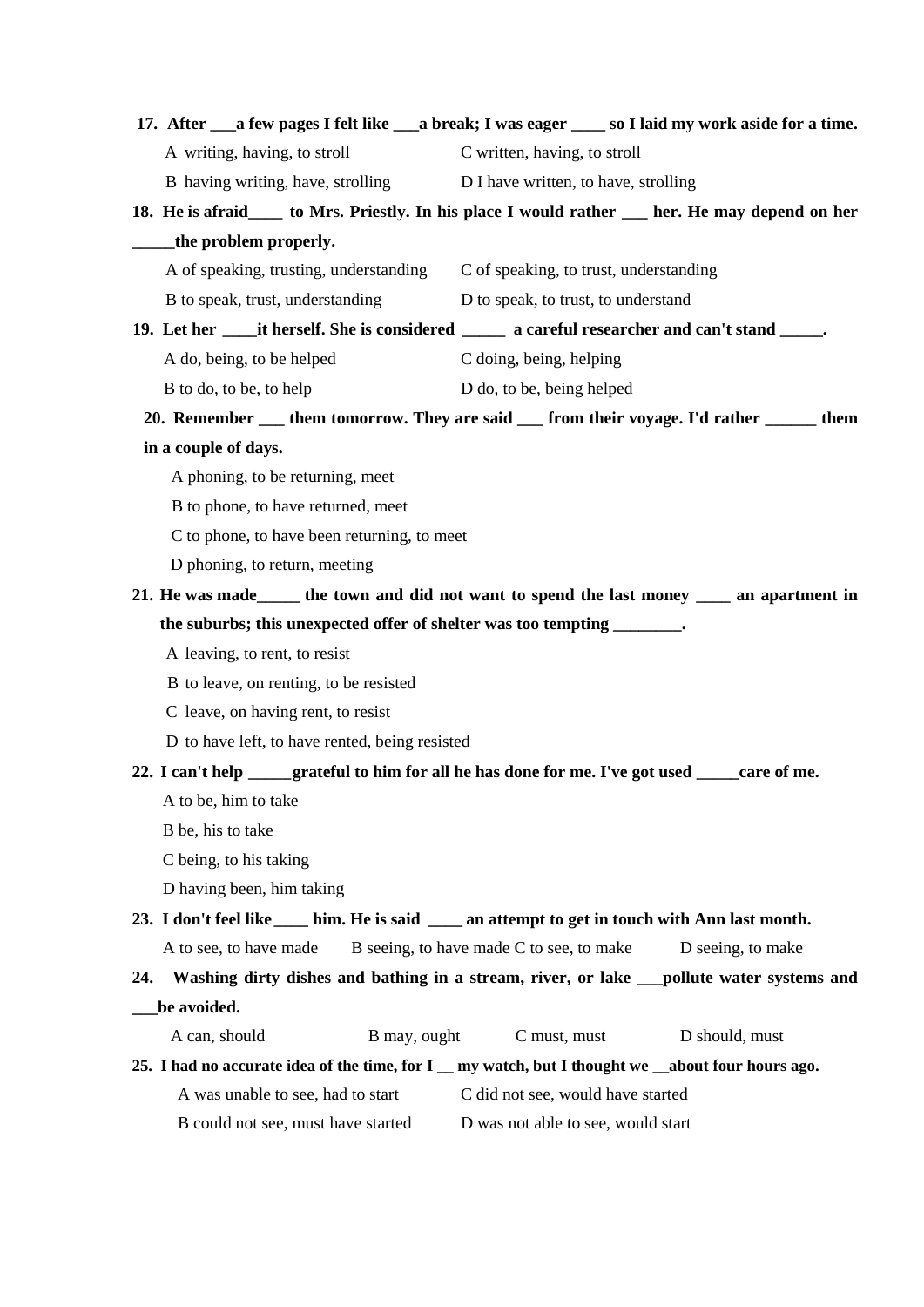**17. After ___a few pages I felt like ___a break; I was eager ____ so I laid my work aside for a time.**

A writing, having, to stroll

C written, having, to stroll

B having writing, have, strolling

D I have written, to have, strolling

**18. He is afraid____ to Mrs. Priestly. In his place I would rather ___ her. He may depend on her _____the problem properly.**

A of speaking, trusting, understanding

C of speaking, to trust, understanding

B to speak, trust, understanding

D to speak, to trust, to understand

**19. Let her ____it herself. She is considered _____ a careful researcher and can't stand _____.**

A do, being, to be helped

C doing, being, helping

B to do, to be, to help

D do, to be, being helped

**20. Remember ___ them tomorrow. They are said ___ from their voyage. I'd rather ______ them in a couple of days.**

A phoning, to be returning, meet

B to phone, to have returned, meet

C to phone, to have been returning, to meet

D phoning, to return, meeting

**21. He was made_____ the town and did not want to spend the last money ____ an apartment in the suburbs; this unexpected offer of shelter was too tempting ________.**

A leaving, to rent, to resist

B to leave, on renting, to be resisted

C leave, on having rent, to resist

D to have left, to have rented, being resisted

**22. I can't help _____grateful to him for all he has done for me. I've got used _____care of me.**

A to be, him to take

B be, his to take

C being, to his taking

D having been, him taking

**23. I don't feel like____ him. He is said ____ an attempt to get in touch with Ann last month.**

A to see, to have made

B seeing, to have made

C to see, to make

D seeing, to make

**24. Washing dirty dishes and bathing in a stream, river, or lake ___pollute water systems and ___be avoided.**

A can, should

B may, ought

C must, must

D should, must

**25. I had no accurate idea of the time, for I __ my watch, but I thought we __about four hours ago.**

A was unable to see, had to start

C did not see, would have started

B could not see, must have started

D was not able to see, would start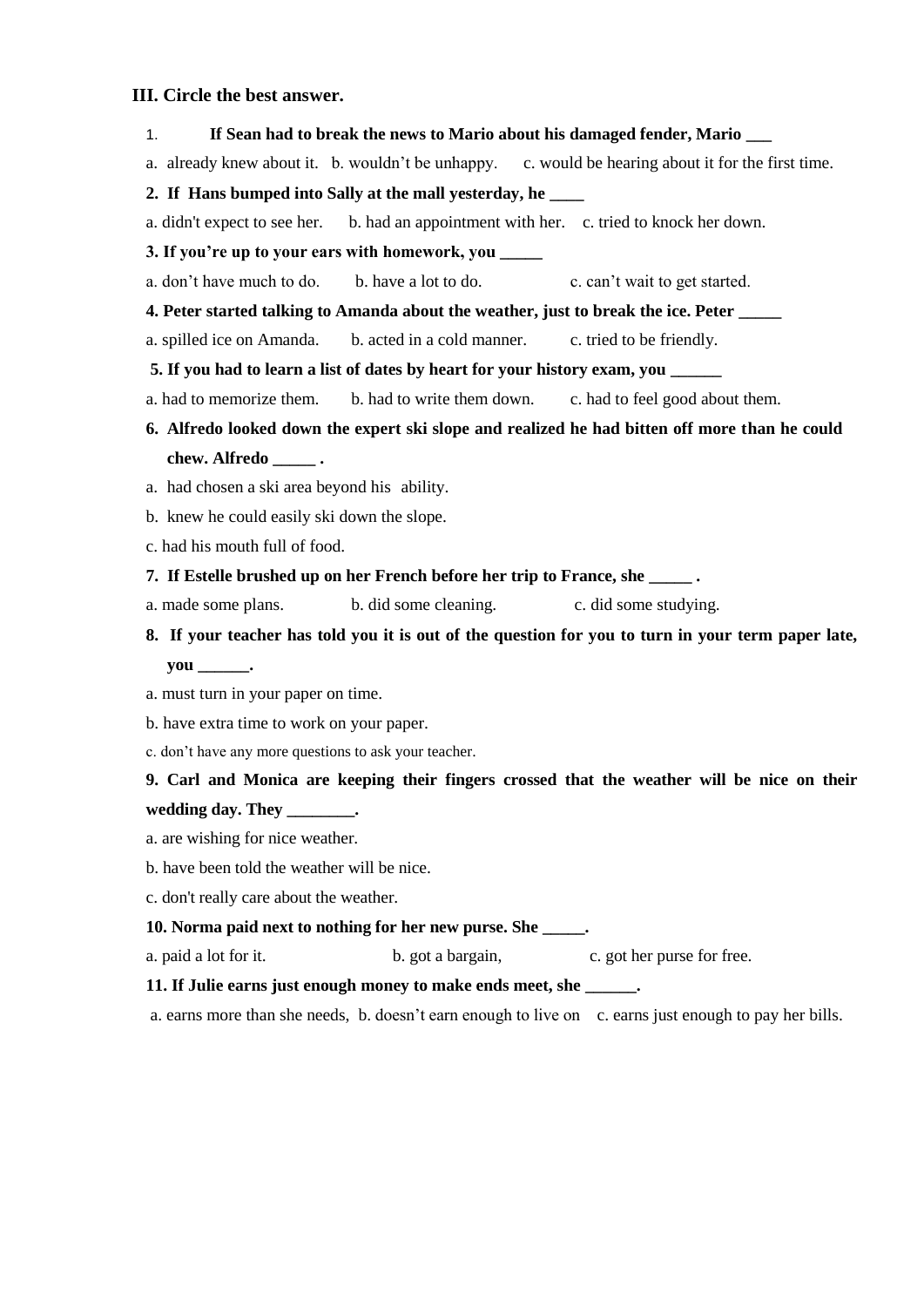### III. Circle the best answer.

**1. If Sean had to break the news to Mario about his damaged fender, Mario ___**

a. already knew about it. b. wouldn't be unhappy. c. would be hearing about it for the first time.

**2. If Hans bumped into Sally at the mall yesterday, he ____**

a. didn't expect to see her. b. had an appointment with her. c. tried to knock her down.

**3. If you're up to your ears with homework, you _____**

a. don't have much to do. b. have a lot to do. c. can't wait to get started.

**4. Peter started talking to Amanda about the weather, just to break the ice. Peter _____**

a. spilled ice on Amanda. b. acted in a cold manner. c. tried to be friendly.

**5. If you had to learn a list of dates by heart for your history exam, you ______**

a. had to memorize them. b. had to write them down. c. had to feel good about them.

**6. Alfredo looked down the expert ski slope and realized he had bitten off more than he could chew. Alfredo _____ .**

a. had chosen a ski area beyond his ability.

b. knew he could easily ski down the slope.

c. had his mouth full of food.

**7. If Estelle brushed up on her French before her trip to France, she _____ .**

a. made some plans. b. did some cleaning. c. did some studying.

**8. If your teacher has told you it is out of the question for you to turn in your term paper late, you ______.**

a. must turn in your paper on time.

b. have extra time to work on your paper.

c. don't have any more questions to ask your teacher.

**9. Carl and Monica are keeping their fingers crossed that the weather will be nice on their wedding day. They ________.**

a. are wishing for nice weather.

b. have been told the weather will be nice.

c. don't really care about the weather.

**10. Norma paid next to nothing for her new purse. She _____.**

a. paid a lot for it. b. got a bargain, c. got her purse for free.

**11. If Julie earns just enough money to make ends meet, she ______.**

a. earns more than she needs, b. doesn't earn enough to live on c. earns just enough to pay her bills.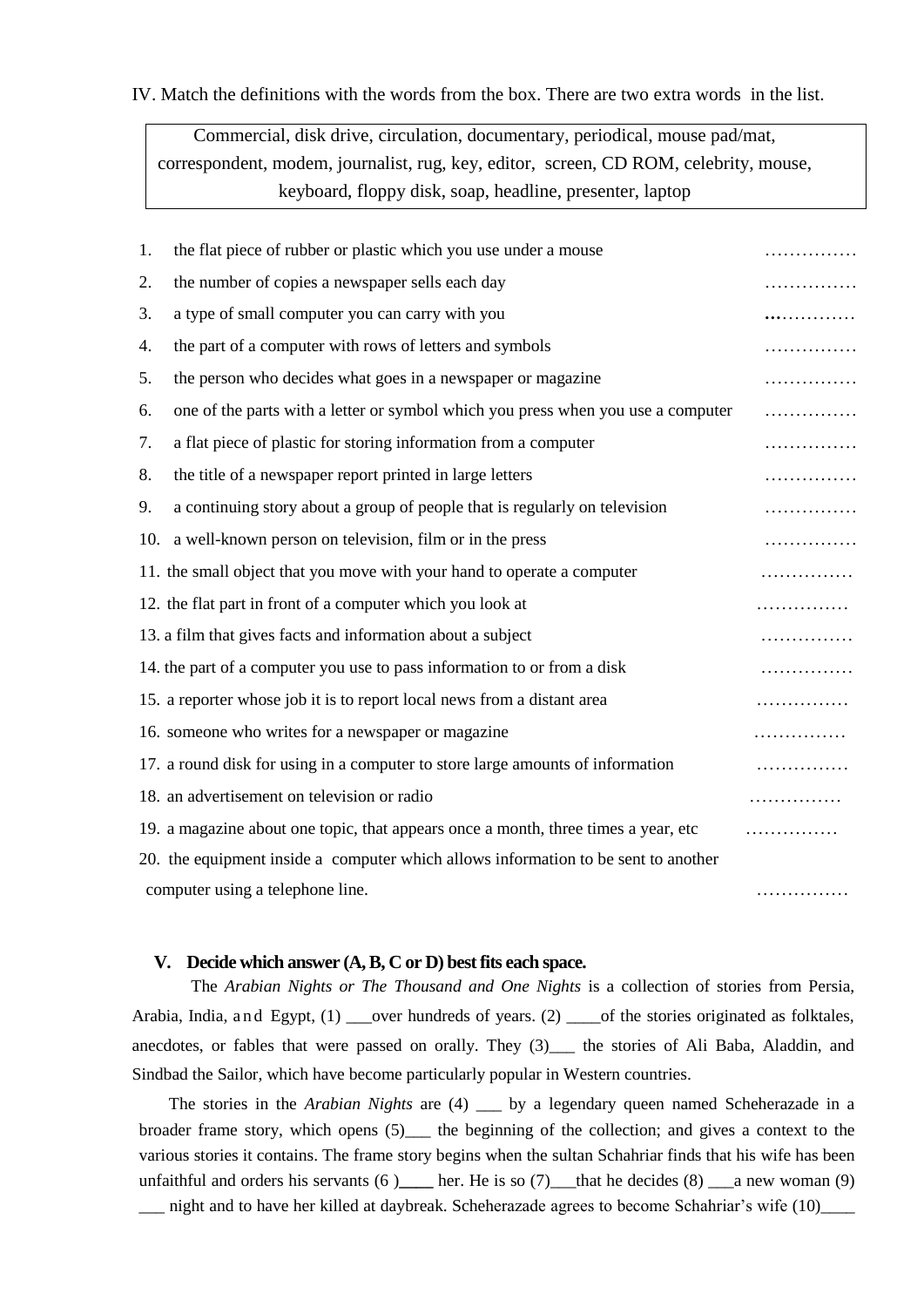IV. Match the definitions with the words from the box. There are two extra words in the list.

| Commercial, disk drive, circulation, documentary, periodical, mouse pad/mat, correspondent, modem, journalist, rug, key, editor, screen, CD ROM, celebrity, mouse, keyboard, floppy disk, soap, headline, presenter, laptop |
|---|

1. the flat piece of rubber or plastic which you use under a mouse ……………
2. the number of copies a newspaper sells each day ……………
3. a type of small computer you can carry with you ……………
4. the part of a computer with rows of letters and symbols ……………
5. the person who decides what goes in a newspaper or magazine ……………
6. one of the parts with a letter or symbol which you press when you use a computer ……………
7. a flat piece of plastic for storing information from a computer ……………
8. the title of a newspaper report printed in large letters ……………
9. a continuing story about a group of people that is regularly on television ……………
10. a well-known person on television, film or in the press ……………
11. the small object that you move with your hand to operate a computer ……………
12. the flat part in front of a computer which you look at ……………
13. a film that gives facts and information about a subject ……………
14. the part of a computer you use to pass information to or from a disk ……………
15. a reporter whose job it is to report local news from a distant area ……………
16. someone who writes for a newspaper or magazine ……………
17. a round disk for using in a computer to store large amounts of information ……………
18. an advertisement on television or radio ……………
19. a magazine about one topic, that appears once a month, three times a year, etc ……………
20. the equipment inside a computer which allows information to be sent to another computer using a telephone line. ……………

**V. Decide which answer (A, B, C or D) best fits each space.**

The *Arabian Nights or The Thousand and One Nights* is a collection of stories from Persia, Arabia, India, and Egypt, (1) ___over hundreds of years. (2) ____of the stories originated as folktales, anecdotes, or fables that were passed on orally. They (3)___ the stories of Ali Baba, Aladdin, and Sindbad the Sailor, which have become particularly popular in Western countries.

The stories in the *Arabian Nights* are (4) ___ by a legendary queen named Scheherazade in a broader frame story, which opens (5)___ the beginning of the collection; and gives a context to the various stories it contains. The frame story begins when the sultan Schahriar finds that his wife has been unfaithful and orders his servants (6 )____ her. He is so (7)___that he decides (8) ___a new woman (9) ___ night and to have her killed at daybreak. Scheherazade agrees to become Schahriar's wife (10)____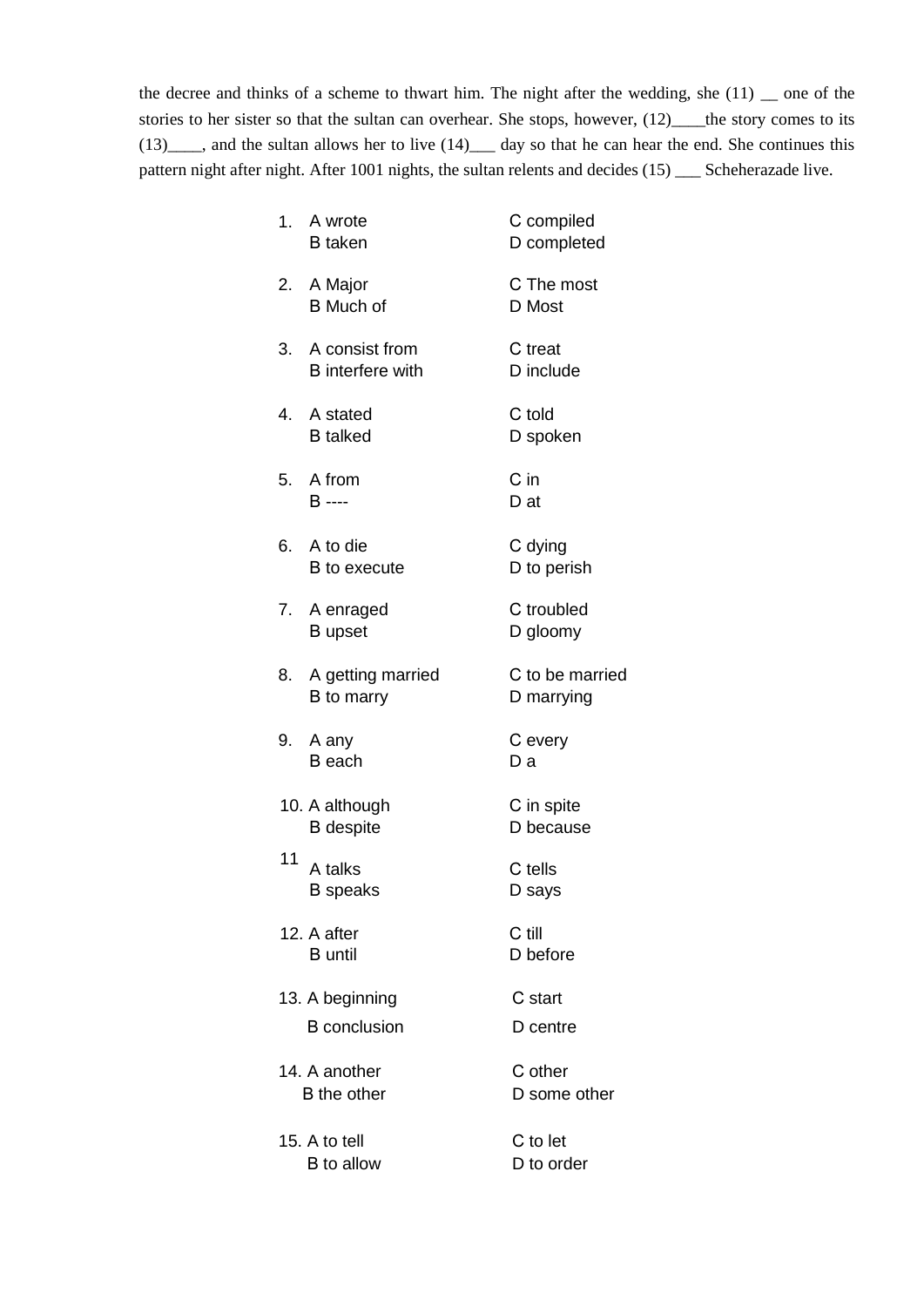the decree and thinks of a scheme to thwart him. The night after the wedding, she (11) __ one of the stories to her sister so that the sultan can overhear. She stops, however, (12)____the story comes to its (13)____, and the sultan allows her to live (14)___ day so that he can hear the end. She continues this pattern night after night. After 1001 nights, the sultan relents and decides (15) ___ Scheherazade live.

1. A wrote — C compiled
   B taken — D completed

2. A Major — C The most
   B Much of — D Most

3. A consist from — C treat
   B interfere with — D include

4. A stated — C told
   B talked — D spoken

5. A from — C in
   B ---- — D at

6. A to die — C dying
   B to execute — D to perish

7. A enraged — C troubled
   B upset — D gloomy

8. A getting married — C to be married
   B to marry — D marrying

9. A any — C every
   B each — D a

10. A although — C in spite
    B despite — D because

11. A talks — C tells
    B speaks — D says

12. A after — C till
    B until — D before

13. A beginning — C start
    B conclusion — D centre

14. A another — C other
    B the other — D some other

15. A to tell — C to let
    B to allow — D to order